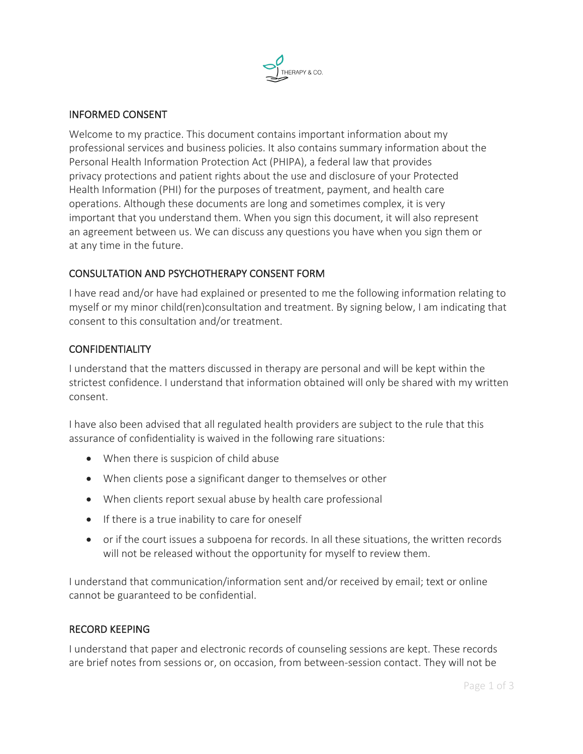THERAPY & CO.

## INFORMED CONSENT

Welcome to my practice. This document contains important information about my professional services and business policies. It also contains summary information about the Personal Health Information Protection Act (PHIPA), a federal law that provides privacy protections and patient rights about the use and disclosure of your Protected Health Information (PHI) for the purposes of treatment, payment, and health care operations. Although these documents are long and sometimes complex, it is very important that you understand them. When you sign this document, it will also represent an agreement between us. We can discuss any questions you have when you sign them or at any time in the future.

## CONSULTATION AND PSYCHOTHERAPY CONSENT FORM

I have read and/or have had explained or presented to me the following information relating to myself or my minor child(ren)consultation and treatment. By signing below, I am indicating that consent to this consultation and/or treatment.

## CONFIDENTIALITY

I understand that the matters discussed in therapy are personal and will be kept within the strictest confidence. I understand that information obtained will only be shared with my written consent.

I have also been advised that all regulated health providers are subject to the rule that this assurance of confidentiality is waived in the following rare situations:

- When there is suspicion of child abuse
- When clients pose a significant danger to themselves or other
- When clients report sexual abuse by health care professional
- If there is a true inability to care for oneself
- or if the court issues a subpoena for records. In all these situations, the written records will not be released without the opportunity for myself to review them.

I understand that communication/information sent and/or received by email; text or online cannot be guaranteed to be confidential.

## RECORD KEEPING

I understand that paper and electronic records of counseling sessions are kept. These records are brief notes from sessions or, on occasion, from between-session contact. They will not be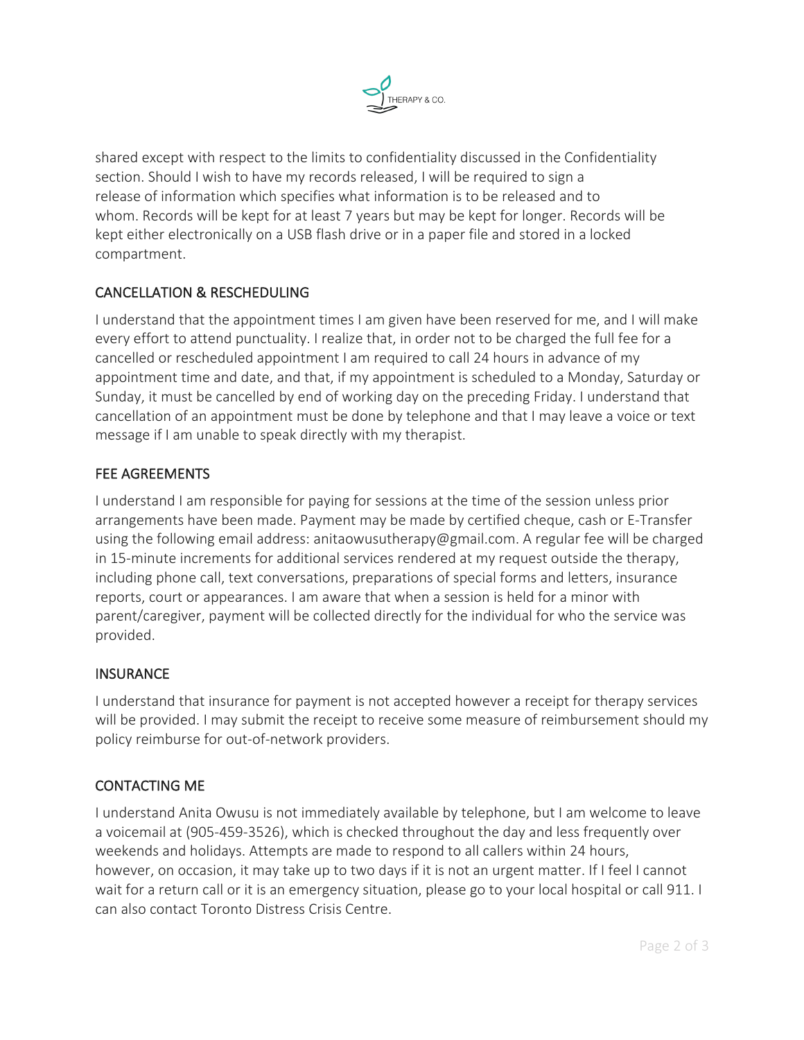shared except with respect to the limits to confidentiality discussed in the Confidentiality section. Should I wish to have my records released, I will be required to sign a release of information which specifies what information is to be released and to whom. Records will be kept for at least 7 years but may be kept for longer. Records will be kept either electronically on a USB flash drive or in a paper file and stored in a locked compartment.

## CANCELLATION & RESCHEDULING

I understand that the appointment times I am given have been reserved for me, and I will make every effort to attend punctuality. I realize that, in order not to be charged the full fee for a cancelled or rescheduled appointment I am required to call 24 hours in advance of my appointment time and date, and that, if my appointment is scheduled to a Monday, Saturday or Sunday, it must be cancelled by end of working day on the preceding Friday. I understand that cancellation of an appointment must be done by telephone and that I may leave a voice or text message if I am unable to speak directly with my therapist.

## FEE AGREEMENTS

I understand I am responsible for paying for sessions at the time of the session unless prior arrangements have been made. Payment may be made by certified cheque, cash or E-Transfer using the following email address: anitaowusutherapy@gmail.com. A regular fee will be charged in 15-minute increments for additional services rendered at my request outside the therapy, including phone call, text conversations, preparations of special forms and letters, insurance reports, court or appearances. I am aware that when a session is held for a minor with parent/caregiver, payment will be collected directly for the individual for who the service was provided.

## INSURANCE

I understand that insurance for payment is not accepted however a receipt for therapy services will be provided. I may submit the receipt to receive some measure of reimbursement should my policy reimburse for out-of-network providers.

## CONTACTING ME

I understand Anita Owusu is not immediately available by telephone, but I am welcome to leave a voicemail at (905-459-3526), which is checked throughout the day and less frequently over weekends and holidays. Attempts are made to respond to all callers within 24 hours, however, on occasion, it may take up to two days if it is not an urgent matter. If I feel I cannot wait for a return call or it is an emergency situation, please go to your local hospital or call 911. I can also contact Toronto Distress Crisis Centre.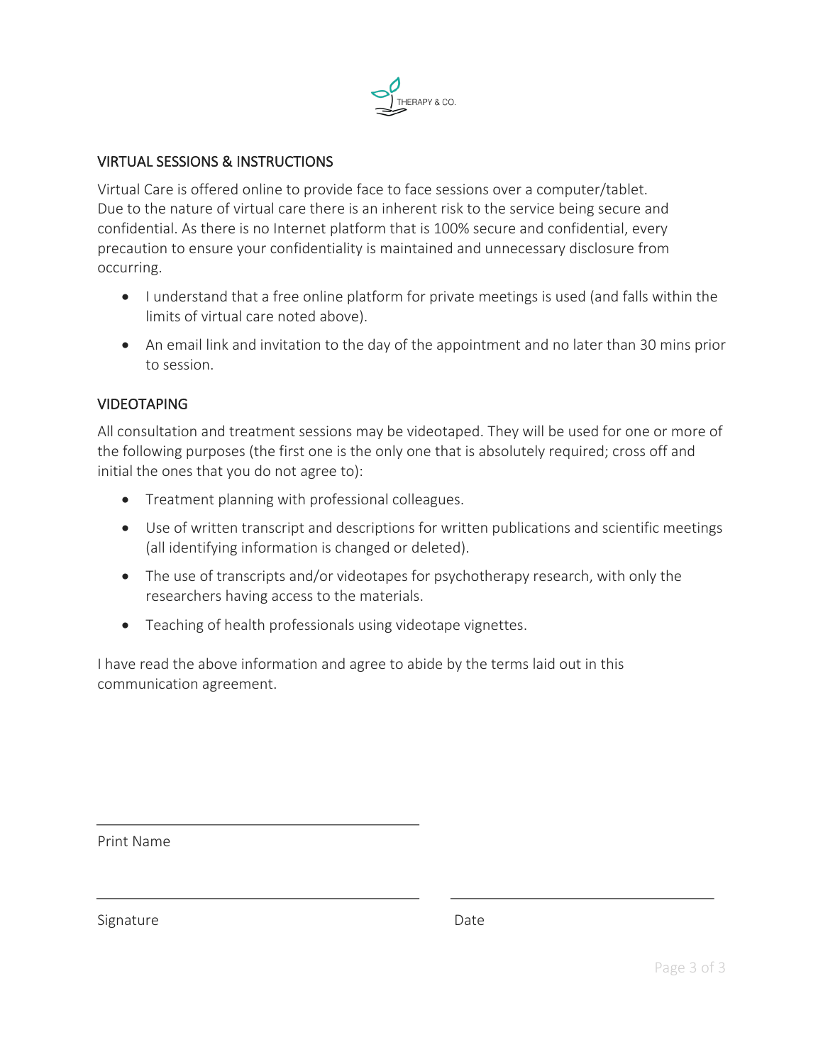THERAPY & CO.

## VIRTUAL SESSIONS & INSTRUCTIONS

Virtual Care is offered online to provide face to face sessions over a computer/tablet. Due to the nature of virtual care there is an inherent risk to the service being secure and confidential. As there is no Internet platform that is 100% secure and confidential, every precaution to ensure your confidentiality is maintained and unnecessary disclosure from occurring.

- I understand that a free online platform for private meetings is used (and falls within the limits of virtual care noted above).
- An email link and invitation to the day of the appointment and no later than 30 mins prior to session.

## VIDEOTAPING

All consultation and treatment sessions may be videotaped. They will be used for one or more of the following purposes (the first one is the only one that is absolutely required; cross off and initial the ones that you do not agree to):

- Treatment planning with professional colleagues.
- Use of written transcript and descriptions for written publications and scientific meetings (all identifying information is changed or deleted).
- The use of transcripts and/or videotapes for psychotherapy research, with only the researchers having access to the materials.
- Teaching of health professionals using videotape vignettes.

I have read the above information and agree to abide by the terms laid out in this communication agreement.

\_\_\_\_\_\_\_\_\_\_\_\_\_\_\_\_\_\_\_\_\_\_\_\_\_\_\_\_\_\_\_\_\_\_\_\_\_\_\_\_

Print Name

\_\_\_\_\_\_\_\_\_\_\_\_\_\_\_\_\_\_\_\_\_\_\_\_\_\_\_\_\_\_\_\_\_\_\_\_\_\_\_\_ \_\_\_\_\_\_\_\_\_\_\_\_\_\_\_\_\_\_\_\_\_\_\_\_\_\_\_\_\_\_\_\_

Signature Date